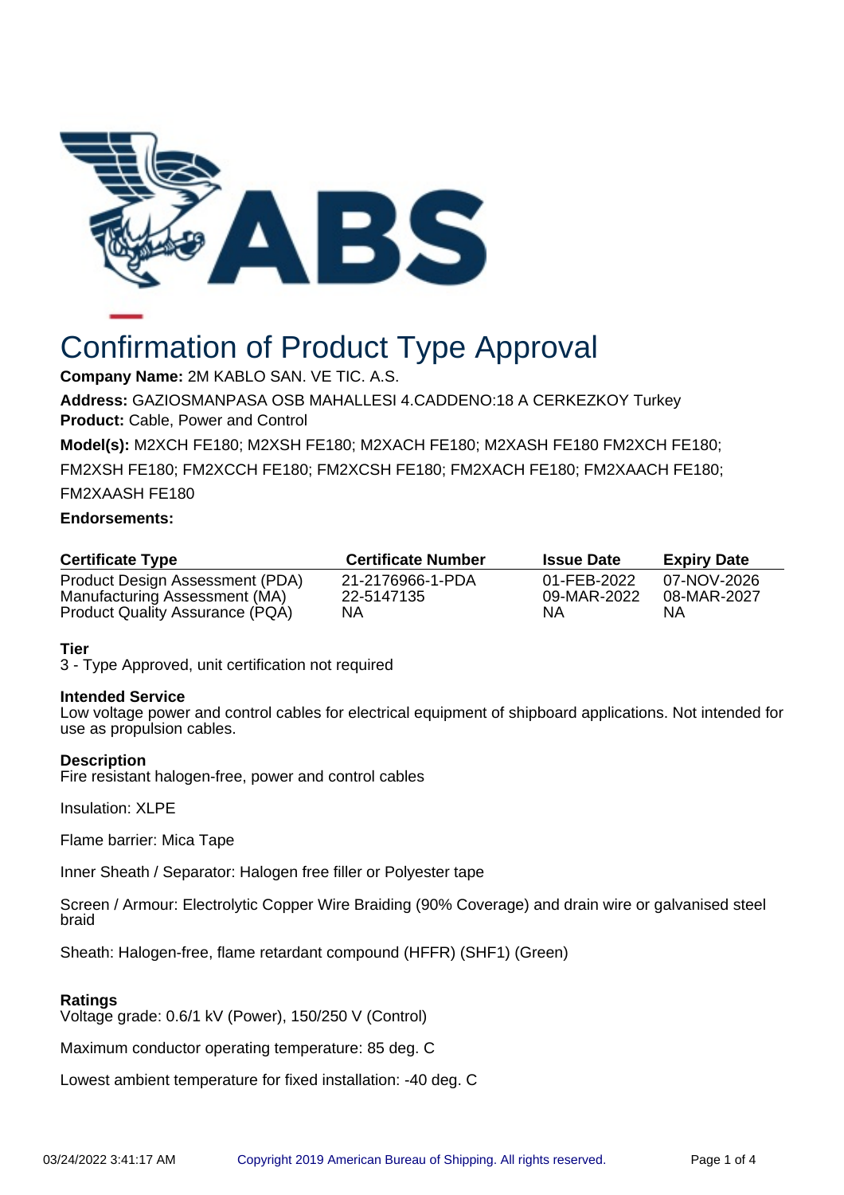# Confirmation of Product Type Approval

**Company Name:** 2M KABLO SAN. VE TIC. A.S.

**Address:** GAZIOSMANPASA OSB MAHALLESI 4.CADDENO:18 A CERKEZKOY Turkey

**Product:** Cable, Power and Control

**Model(s):** M2XCH FE180; M2XSH FE180; M2XACH FE180; M2XASH FE180 FM2XCH FE180; FM2XSH FE180; FM2XCCH FE180; FM2XCSH FE180; FM2XACH FE180; FM2XAACH FE180; FM2XAASH FE180

**Endorsements:**

| Certificate Type | Certificate Number | Issue Date | Expiry Date |
|---|---|---|---|
| Product Design Assessment (PDA) | 21-2176966-1-PDA | 01-FEB-2022 | 07-NOV-2026 |
| Manufacturing Assessment (MA) | 22-5147135 | 09-MAR-2022 | 08-MAR-2027 |
| Product Quality Assurance (PQA) | NA | NA | NA |

**Tier**

3 - Type Approved, unit certification not required

**Intended Service**

Low voltage power and control cables for electrical equipment of shipboard applications. Not intended for use as propulsion cables.

**Description**

Fire resistant halogen-free, power and control cables

Insulation: XLPE

Flame barrier: Mica Tape

Inner Sheath / Separator: Halogen free filler or Polyester tape

Screen / Armour: Electrolytic Copper Wire Braiding (90% Coverage) and drain wire or galvanised steel braid

Sheath: Halogen-free, flame retardant compound (HFFR) (SHF1) (Green)

**Ratings**

Voltage grade: 0.6/1 kV (Power), 150/250 V (Control)

Maximum conductor operating temperature: 85 deg. C

Lowest ambient temperature for fixed installation: -40 deg. C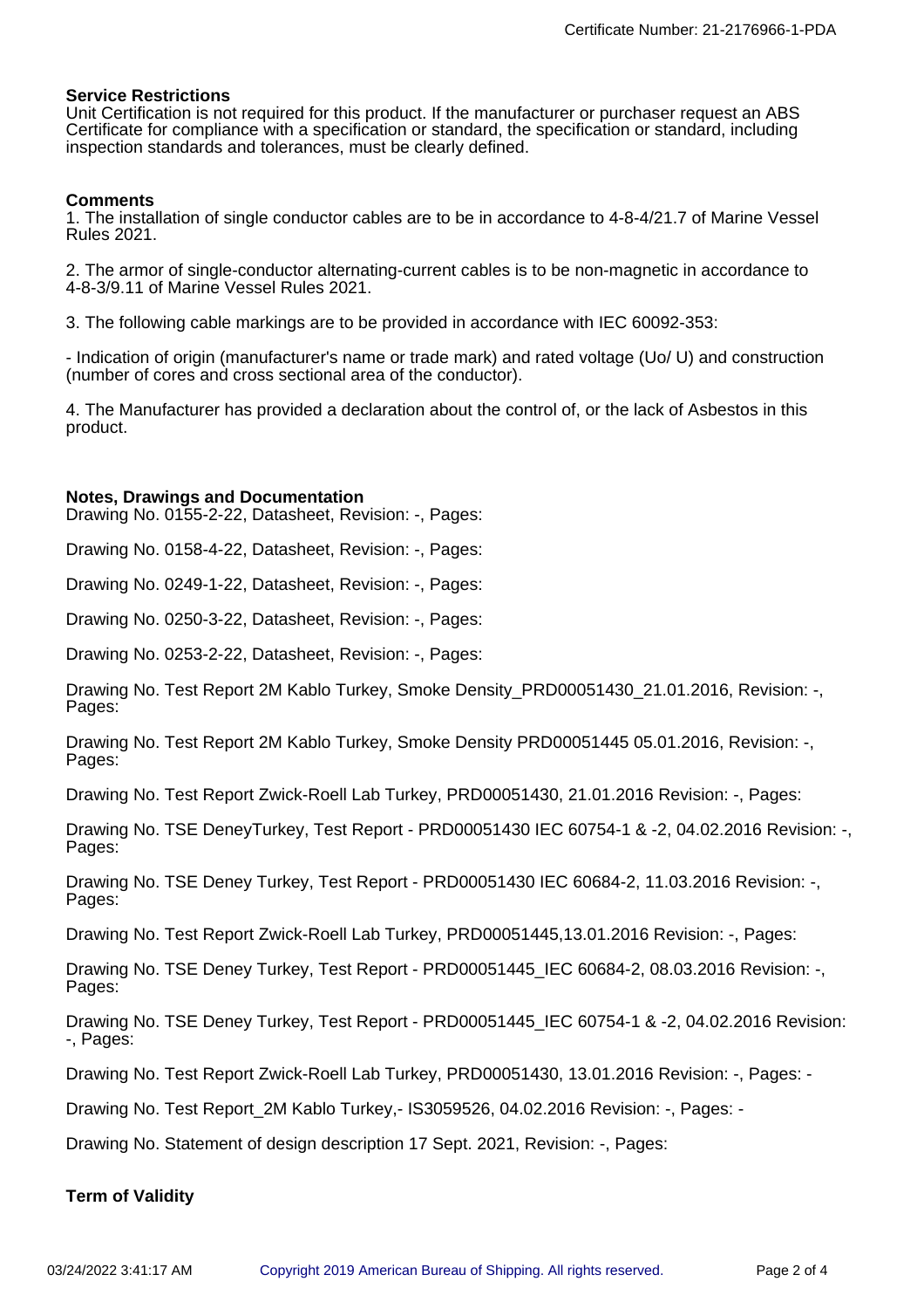**Service Restrictions**

Unit Certification is not required for this product. If the manufacturer or purchaser request an ABS Certificate for compliance with a specification or standard, the specification or standard, including inspection standards and tolerances, must be clearly defined.

**Comments**

1. The installation of single conductor cables are to be in accordance to 4-8-4/21.7 of Marine Vessel Rules 2021.

2. The armor of single-conductor alternating-current cables is to be non-magnetic in accordance to 4-8-3/9.11 of Marine Vessel Rules 2021.

3. The following cable markings are to be provided in accordance with IEC 60092-353:

- Indication of origin (manufacturer's name or trade mark) and rated voltage (Uo/ U) and construction (number of cores and cross sectional area of the conductor).

4. The Manufacturer has provided a declaration about the control of, or the lack of Asbestos in this product.

**Notes, Drawings and Documentation**

Drawing No. 0155-2-22, Datasheet, Revision: -, Pages:

Drawing No. 0158-4-22, Datasheet, Revision: -, Pages:

Drawing No. 0249-1-22, Datasheet, Revision: -, Pages:

Drawing No. 0250-3-22, Datasheet, Revision: -, Pages:

Drawing No. 0253-2-22, Datasheet, Revision: -, Pages:

Drawing No. Test Report 2M Kablo Turkey, Smoke Density_PRD00051430_21.01.2016, Revision: -, Pages:

Drawing No. Test Report 2M Kablo Turkey, Smoke Density PRD00051445 05.01.2016, Revision: -, Pages:

Drawing No. Test Report Zwick-Roell Lab Turkey, PRD00051430, 21.01.2016 Revision: -, Pages:

Drawing No. TSE DeneyTurkey, Test Report - PRD00051430 IEC 60754-1 & -2, 04.02.2016 Revision: -, Pages:

Drawing No. TSE Deney Turkey, Test Report - PRD00051430 IEC 60684-2, 11.03.2016 Revision: -, Pages:

Drawing No. Test Report Zwick-Roell Lab Turkey, PRD00051445,13.01.2016 Revision: -, Pages:

Drawing No. TSE Deney Turkey, Test Report - PRD00051445_IEC 60684-2, 08.03.2016 Revision: -, Pages:

Drawing No. TSE Deney Turkey, Test Report - PRD00051445_IEC 60754-1 & -2, 04.02.2016 Revision: -, Pages:

Drawing No. Test Report Zwick-Roell Lab Turkey, PRD00051430, 13.01.2016 Revision: -, Pages: -

Drawing No. Test Report_2M Kablo Turkey,- IS3059526, 04.02.2016 Revision: -, Pages: -

Drawing No. Statement of design description 17 Sept. 2021, Revision: -, Pages:

**Term of Validity**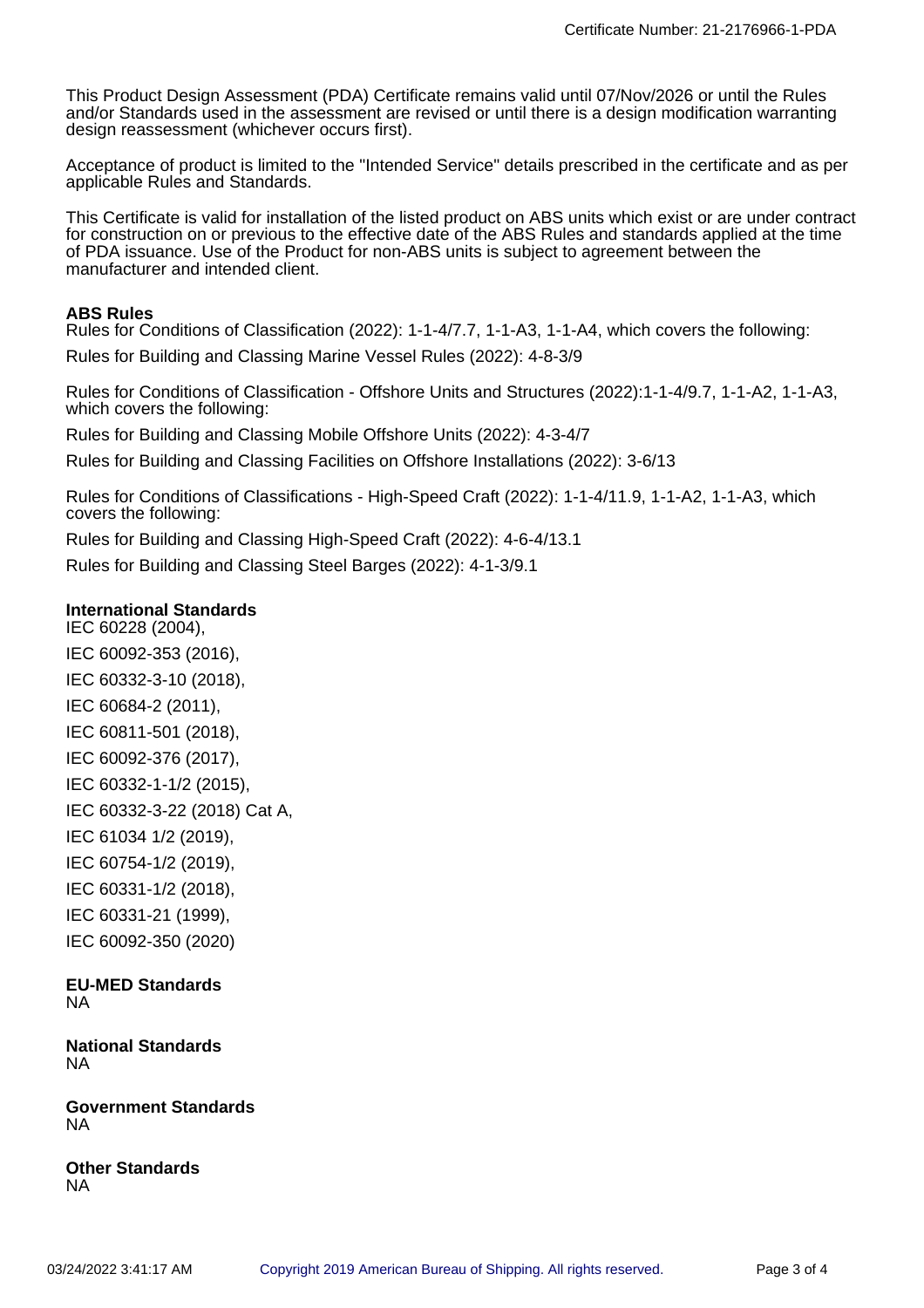This Product Design Assessment (PDA) Certificate remains valid until 07/Nov/2026 or until the Rules and/or Standards used in the assessment are revised or until there is a design modification warranting design reassessment (whichever occurs first).

Acceptance of product is limited to the "Intended Service" details prescribed in the certificate and as per applicable Rules and Standards.

This Certificate is valid for installation of the listed product on ABS units which exist or are under contract for construction on or previous to the effective date of the ABS Rules and standards applied at the time of PDA issuance. Use of the Product for non-ABS units is subject to agreement between the manufacturer and intended client.

**ABS Rules**

Rules for Conditions of Classification (2022): 1-1-4/7.7, 1-1-A3, 1-1-A4, which covers the following:

Rules for Building and Classing Marine Vessel Rules (2022): 4-8-3/9

Rules for Conditions of Classification - Offshore Units and Structures (2022):1-1-4/9.7, 1-1-A2, 1-1-A3, which covers the following:

Rules for Building and Classing Mobile Offshore Units (2022): 4-3-4/7

Rules for Building and Classing Facilities on Offshore Installations (2022): 3-6/13

Rules for Conditions of Classifications - High-Speed Craft (2022): 1-1-4/11.9, 1-1-A2, 1-1-A3, which covers the following:

Rules for Building and Classing High-Speed Craft (2022): 4-6-4/13.1

Rules for Building and Classing Steel Barges (2022): 4-1-3/9.1

**International Standards**

IEC 60228 (2004),

IEC 60092-353 (2016),

IEC 60332-3-10 (2018),

IEC 60684-2 (2011),

IEC 60811-501 (2018),

IEC 60092-376 (2017),

IEC 60332-1-1/2 (2015),

IEC 60332-3-22 (2018) Cat A,

IEC 61034 1/2 (2019),

IEC 60754-1/2 (2019),

IEC 60331-1/2 (2018),

IEC 60331-21 (1999),

IEC 60092-350 (2020)

**EU-MED Standards**

NA

**National Standards**

NA

**Government Standards**

NA

**Other Standards**

NA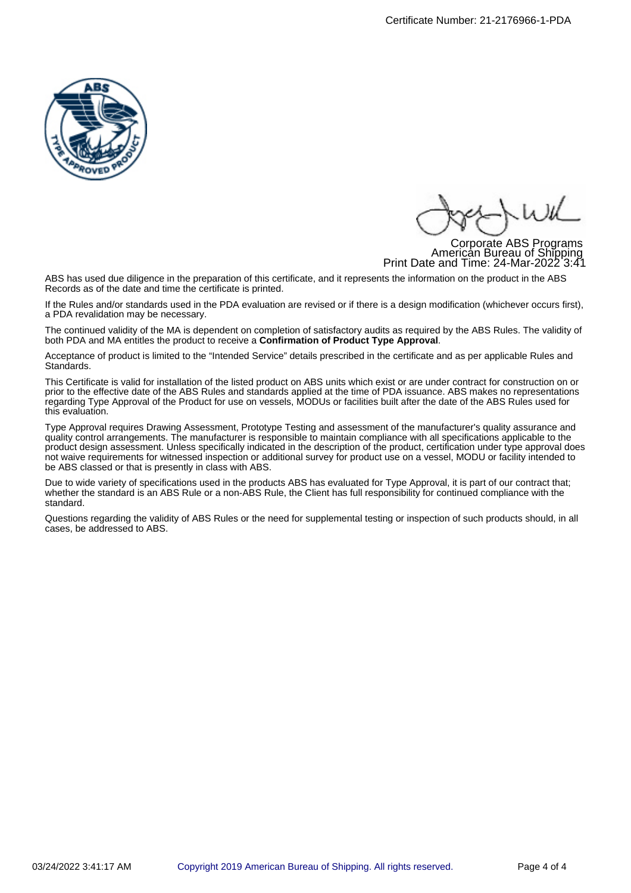Certificate Number: 21-2176966-1-PDA

Corporate ABS Programs
American Bureau of Shipping
Print Date and Time: 24-Mar-2022 3:41

ABS has used due diligence in the preparation of this certificate, and it represents the information on the product in the ABS Records as of the date and time the certificate is printed.

If the Rules and/or standards used in the PDA evaluation are revised or if there is a design modification (whichever occurs first), a PDA revalidation may be necessary.

The continued validity of the MA is dependent on completion of satisfactory audits as required by the ABS Rules. The validity of both PDA and MA entitles the product to receive a **Confirmation of Product Type Approval**.

Acceptance of product is limited to the "Intended Service" details prescribed in the certificate and as per applicable Rules and Standards.

This Certificate is valid for installation of the listed product on ABS units which exist or are under contract for construction on or prior to the effective date of the ABS Rules and standards applied at the time of PDA issuance. ABS makes no representations regarding Type Approval of the Product for use on vessels, MODUs or facilities built after the date of the ABS Rules used for this evaluation.

Type Approval requires Drawing Assessment, Prototype Testing and assessment of the manufacturer's quality assurance and quality control arrangements. The manufacturer is responsible to maintain compliance with all specifications applicable to the product design assessment. Unless specifically indicated in the description of the product, certification under type approval does not waive requirements for witnessed inspection or additional survey for product use on a vessel, MODU or facility intended to be ABS classed or that is presently in class with ABS.

Due to wide variety of specifications used in the products ABS has evaluated for Type Approval, it is part of our contract that; whether the standard is an ABS Rule or a non-ABS Rule, the Client has full responsibility for continued compliance with the standard.

Questions regarding the validity of ABS Rules or the need for supplemental testing or inspection of such products should, in all cases, be addressed to ABS.